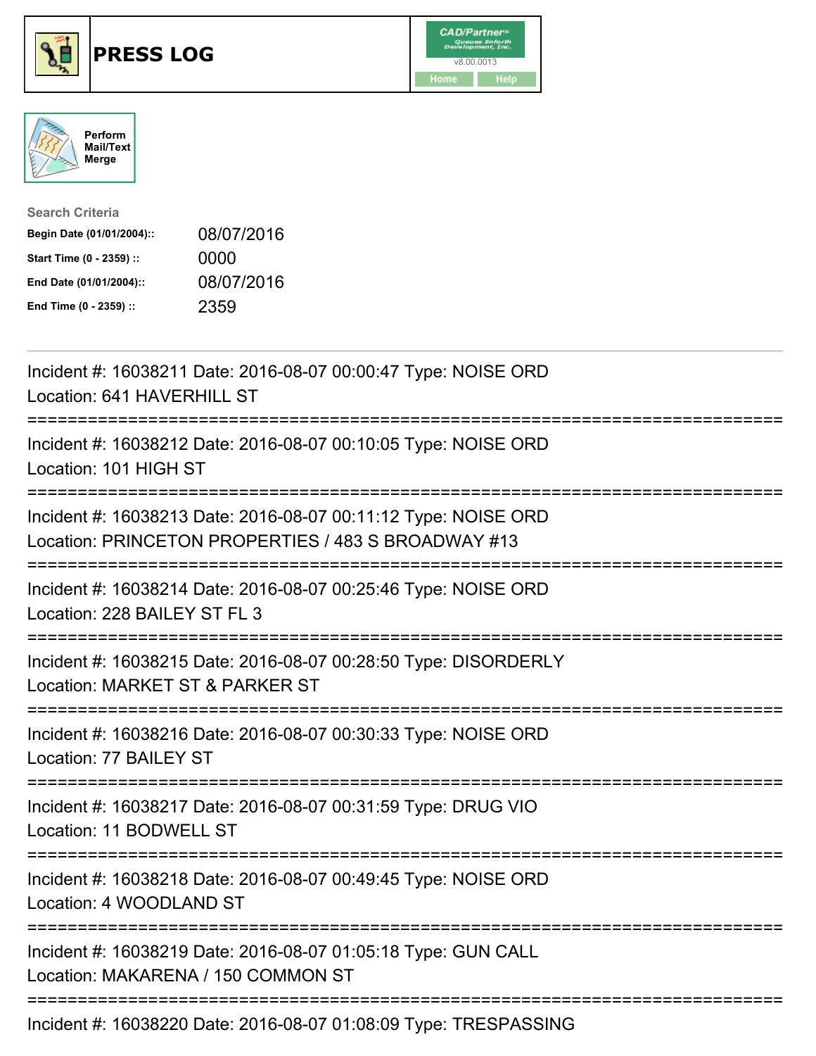# PRESS LOG

Perform Mail/Text Merge

**Search Criteria**

| | |
|---|---|
| **Begin Date (01/01/2004)::** | 08/07/2016 |
| **Start Time (0 - 2359) ::** | 0000 |
| **End Date (01/01/2004)::** | 08/07/2016 |
| **End Time (0 - 2359) ::** | 2359 |

---

Incident #: 16038211 Date: 2016-08-07 00:00:47 Type: NOISE ORD
Location: 641 HAVERHILL ST

===========================================================================

Incident #: 16038212 Date: 2016-08-07 00:10:05 Type: NOISE ORD
Location: 101 HIGH ST

===========================================================================

Incident #: 16038213 Date: 2016-08-07 00:11:12 Type: NOISE ORD
Location: PRINCETON PROPERTIES / 483 S BROADWAY #13

===========================================================================

Incident #: 16038214 Date: 2016-08-07 00:25:46 Type: NOISE ORD
Location: 228 BAILEY ST FL 3

===========================================================================

Incident #: 16038215 Date: 2016-08-07 00:28:50 Type: DISORDERLY
Location: MARKET ST & PARKER ST

===========================================================================

Incident #: 16038216 Date: 2016-08-07 00:30:33 Type: NOISE ORD
Location: 77 BAILEY ST

===========================================================================

Incident #: 16038217 Date: 2016-08-07 00:31:59 Type: DRUG VIO
Location: 11 BODWELL ST

===========================================================================

Incident #: 16038218 Date: 2016-08-07 00:49:45 Type: NOISE ORD
Location: 4 WOODLAND ST

===========================================================================

Incident #: 16038219 Date: 2016-08-07 01:05:18 Type: GUN CALL
Location: MAKARENA / 150 COMMON ST

===========================================================================

Incident #: 16038220 Date: 2016-08-07 01:08:09 Type: TRESPASSING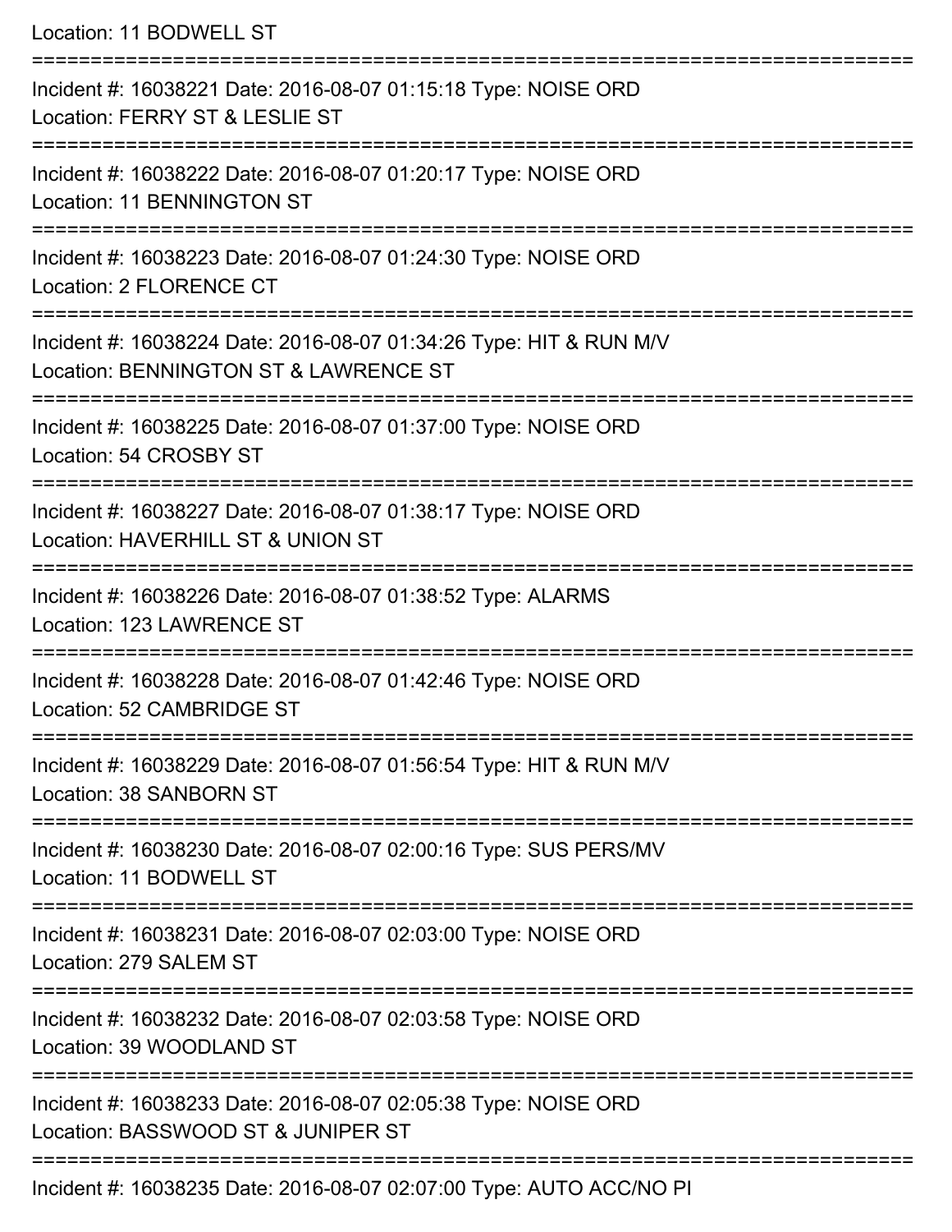Location: 11 BODWELL ST

===========================================================================

Incident #: 16038221 Date: 2016-08-07 01:15:18 Type: NOISE ORD

Location: FERRY ST & LESLIE ST

===========================================================================

Incident #: 16038222 Date: 2016-08-07 01:20:17 Type: NOISE ORD

Location: 11 BENNINGTON ST

===========================================================================

Incident #: 16038223 Date: 2016-08-07 01:24:30 Type: NOISE ORD

Location: 2 FLORENCE CT

===========================================================================

Incident #: 16038224 Date: 2016-08-07 01:34:26 Type: HIT & RUN M/V

Location: BENNINGTON ST & LAWRENCE ST

===========================================================================

Incident #: 16038225 Date: 2016-08-07 01:37:00 Type: NOISE ORD

Location: 54 CROSBY ST

===========================================================================

Incident #: 16038227 Date: 2016-08-07 01:38:17 Type: NOISE ORD

Location: HAVERHILL ST & UNION ST

===========================================================================

Incident #: 16038226 Date: 2016-08-07 01:38:52 Type: ALARMS

Location: 123 LAWRENCE ST

===========================================================================

Incident #: 16038228 Date: 2016-08-07 01:42:46 Type: NOISE ORD

Location: 52 CAMBRIDGE ST

===========================================================================

Incident #: 16038229 Date: 2016-08-07 01:56:54 Type: HIT & RUN M/V

Location: 38 SANBORN ST

===========================================================================

Incident #: 16038230 Date: 2016-08-07 02:00:16 Type: SUS PERS/MV

Location: 11 BODWELL ST

===========================================================================

Incident #: 16038231 Date: 2016-08-07 02:03:00 Type: NOISE ORD

Location: 279 SALEM ST

===========================================================================

Incident #: 16038232 Date: 2016-08-07 02:03:58 Type: NOISE ORD

Location: 39 WOODLAND ST

===========================================================================

Incident #: 16038233 Date: 2016-08-07 02:05:38 Type: NOISE ORD

Location: BASSWOOD ST & JUNIPER ST

===========================================================================

Incident #: 16038235 Date: 2016-08-07 02:07:00 Type: AUTO ACC/NO PI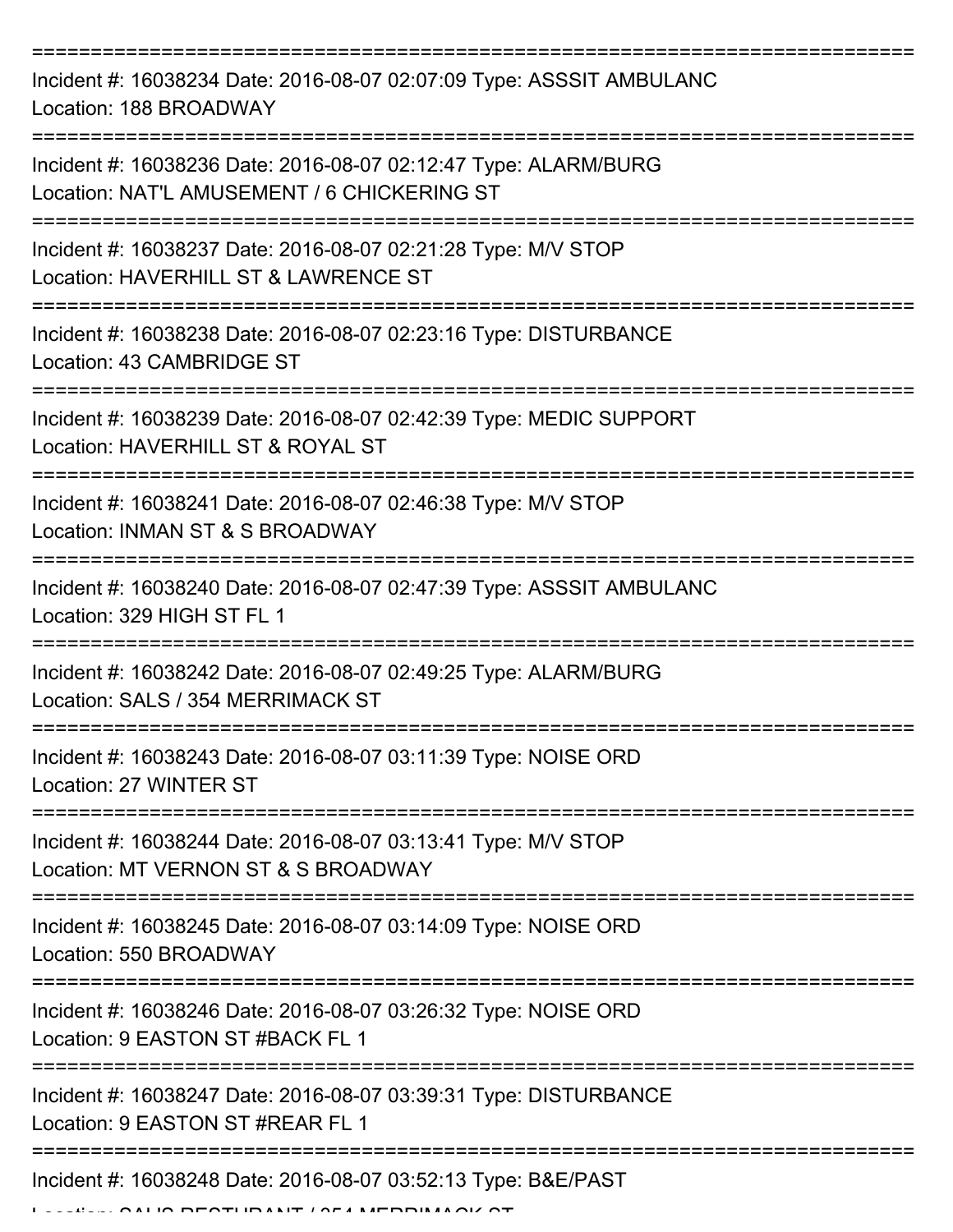Incident #: 16038234 Date: 2016-08-07 02:07:09 Type: ASSSIT AMBULANC
Location: 188 BROADWAY

Incident #: 16038236 Date: 2016-08-07 02:12:47 Type: ALARM/BURG
Location: NAT'L AMUSEMENT / 6 CHICKERING ST

Incident #: 16038237 Date: 2016-08-07 02:21:28 Type: M/V STOP
Location: HAVERHILL ST & LAWRENCE ST

Incident #: 16038238 Date: 2016-08-07 02:23:16 Type: DISTURBANCE
Location: 43 CAMBRIDGE ST

Incident #: 16038239 Date: 2016-08-07 02:42:39 Type: MEDIC SUPPORT
Location: HAVERHILL ST & ROYAL ST

Incident #: 16038241 Date: 2016-08-07 02:46:38 Type: M/V STOP
Location: INMAN ST & S BROADWAY

Incident #: 16038240 Date: 2016-08-07 02:47:39 Type: ASSSIT AMBULANC
Location: 329 HIGH ST FL 1

Incident #: 16038242 Date: 2016-08-07 02:49:25 Type: ALARM/BURG
Location: SALS / 354 MERRIMACK ST

Incident #: 16038243 Date: 2016-08-07 03:11:39 Type: NOISE ORD
Location: 27 WINTER ST

Incident #: 16038244 Date: 2016-08-07 03:13:41 Type: M/V STOP
Location: MT VERNON ST & S BROADWAY

Incident #: 16038245 Date: 2016-08-07 03:14:09 Type: NOISE ORD
Location: 550 BROADWAY

Incident #: 16038246 Date: 2016-08-07 03:26:32 Type: NOISE ORD
Location: 9 EASTON ST #BACK FL 1

Incident #: 16038247 Date: 2016-08-07 03:39:31 Type: DISTURBANCE
Location: 9 EASTON ST #REAR FL 1

Incident #: 16038248 Date: 2016-08-07 03:52:13 Type: B&E/PAST
Location: SAL'S RESTURANT / 354 MERRIMACK ST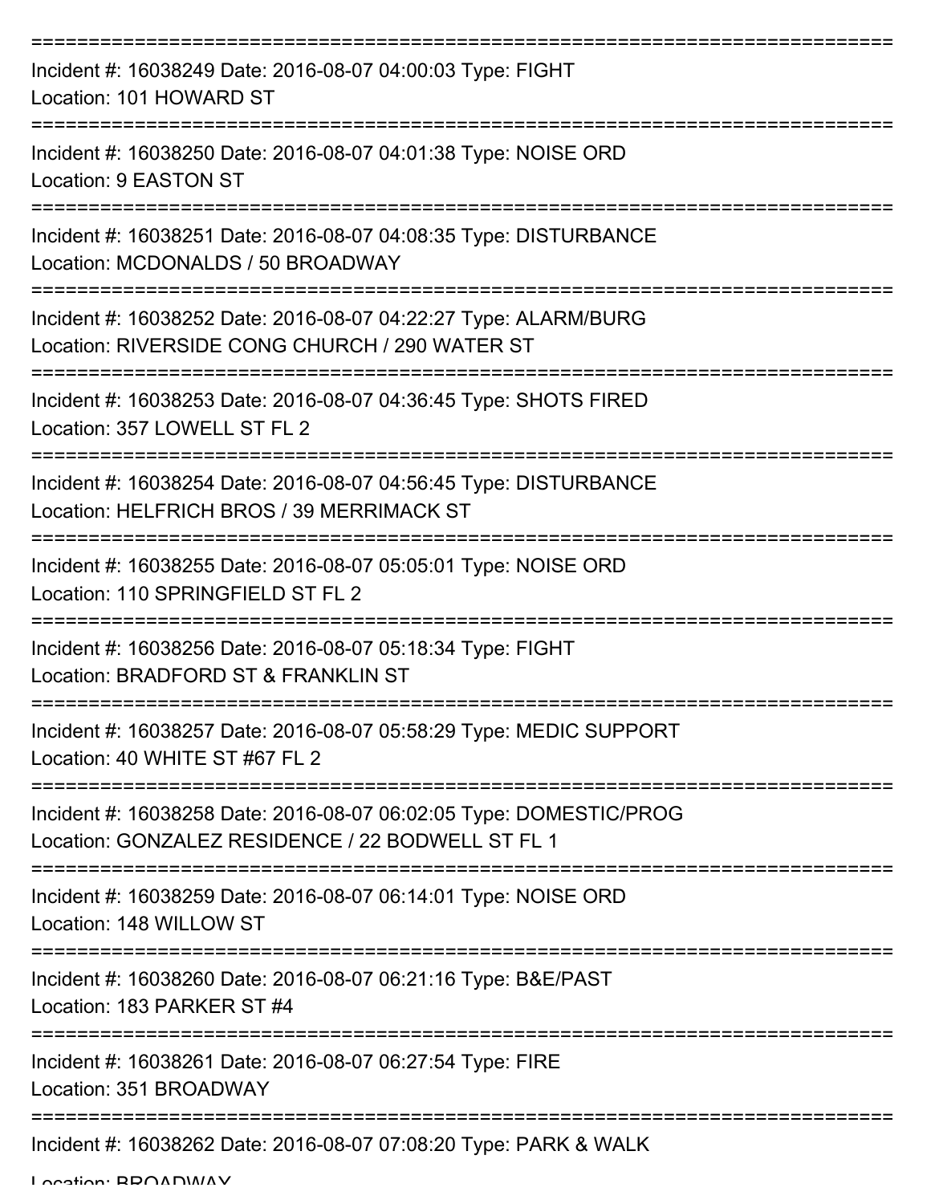===========================================================================

Incident #: 16038249 Date: 2016-08-07 04:00:03 Type: FIGHT
Location: 101 HOWARD ST

===========================================================================

Incident #: 16038250 Date: 2016-08-07 04:01:38 Type: NOISE ORD
Location: 9 EASTON ST

===========================================================================

Incident #: 16038251 Date: 2016-08-07 04:08:35 Type: DISTURBANCE
Location: MCDONALDS / 50 BROADWAY

===========================================================================

Incident #: 16038252 Date: 2016-08-07 04:22:27 Type: ALARM/BURG
Location: RIVERSIDE CONG CHURCH / 290 WATER ST

===========================================================================

Incident #: 16038253 Date: 2016-08-07 04:36:45 Type: SHOTS FIRED
Location: 357 LOWELL ST FL 2

===========================================================================

Incident #: 16038254 Date: 2016-08-07 04:56:45 Type: DISTURBANCE
Location: HELFRICH BROS / 39 MERRIMACK ST

===========================================================================

Incident #: 16038255 Date: 2016-08-07 05:05:01 Type: NOISE ORD
Location: 110 SPRINGFIELD ST FL 2

===========================================================================

Incident #: 16038256 Date: 2016-08-07 05:18:34 Type: FIGHT
Location: BRADFORD ST & FRANKLIN ST

===========================================================================

Incident #: 16038257 Date: 2016-08-07 05:58:29 Type: MEDIC SUPPORT
Location: 40 WHITE ST #67 FL 2

===========================================================================

Incident #: 16038258 Date: 2016-08-07 06:02:05 Type: DOMESTIC/PROG
Location: GONZALEZ RESIDENCE / 22 BODWELL ST FL 1

===========================================================================

Incident #: 16038259 Date: 2016-08-07 06:14:01 Type: NOISE ORD
Location: 148 WILLOW ST

===========================================================================

Incident #: 16038260 Date: 2016-08-07 06:21:16 Type: B&E/PAST
Location: 183 PARKER ST #4

===========================================================================

Incident #: 16038261 Date: 2016-08-07 06:27:54 Type: FIRE
Location: 351 BROADWAY

===========================================================================

Incident #: 16038262 Date: 2016-08-07 07:08:20 Type: PARK & WALK
Location: BROADWAY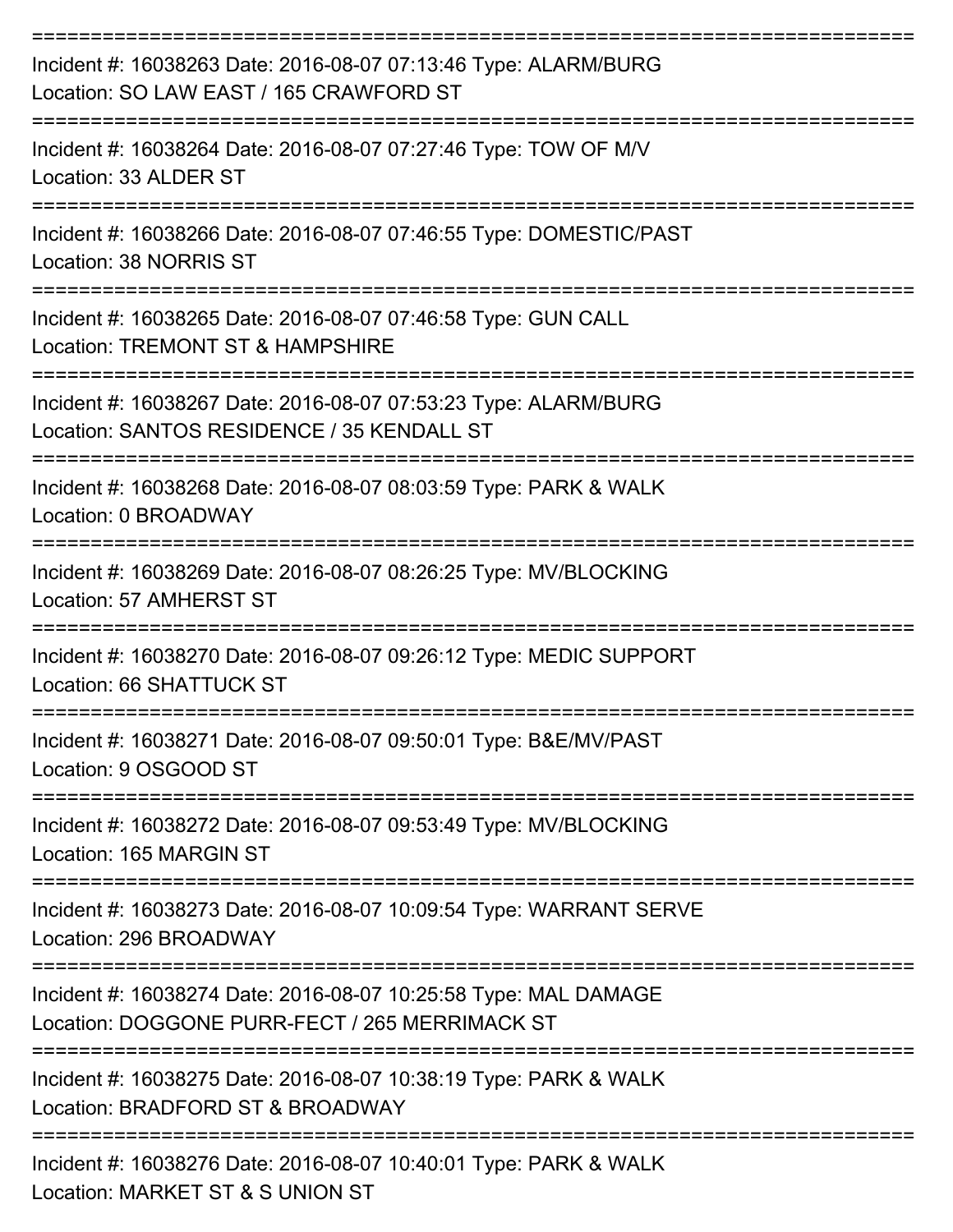===========================================================================
Incident #: 16038263 Date: 2016-08-07 07:13:46 Type: ALARM/BURG
Location: SO LAW EAST / 165 CRAWFORD ST
===========================================================================
Incident #: 16038264 Date: 2016-08-07 07:27:46 Type: TOW OF M/V
Location: 33 ALDER ST
===========================================================================
Incident #: 16038266 Date: 2016-08-07 07:46:55 Type: DOMESTIC/PAST
Location: 38 NORRIS ST
===========================================================================
Incident #: 16038265 Date: 2016-08-07 07:46:58 Type: GUN CALL
Location: TREMONT ST & HAMPSHIRE
===========================================================================
Incident #: 16038267 Date: 2016-08-07 07:53:23 Type: ALARM/BURG
Location: SANTOS RESIDENCE / 35 KENDALL ST
===========================================================================
Incident #: 16038268 Date: 2016-08-07 08:03:59 Type: PARK & WALK
Location: 0 BROADWAY
===========================================================================
Incident #: 16038269 Date: 2016-08-07 08:26:25 Type: MV/BLOCKING
Location: 57 AMHERST ST
===========================================================================
Incident #: 16038270 Date: 2016-08-07 09:26:12 Type: MEDIC SUPPORT
Location: 66 SHATTUCK ST
===========================================================================
Incident #: 16038271 Date: 2016-08-07 09:50:01 Type: B&E/MV/PAST
Location: 9 OSGOOD ST
===========================================================================
Incident #: 16038272 Date: 2016-08-07 09:53:49 Type: MV/BLOCKING
Location: 165 MARGIN ST
===========================================================================
Incident #: 16038273 Date: 2016-08-07 10:09:54 Type: WARRANT SERVE
Location: 296 BROADWAY
===========================================================================
Incident #: 16038274 Date: 2016-08-07 10:25:58 Type: MAL DAMAGE
Location: DOGGONE PURR-FECT / 265 MERRIMACK ST
===========================================================================
Incident #: 16038275 Date: 2016-08-07 10:38:19 Type: PARK & WALK
Location: BRADFORD ST & BROADWAY
===========================================================================
Incident #: 16038276 Date: 2016-08-07 10:40:01 Type: PARK & WALK
Location: MARKET ST & S UNION ST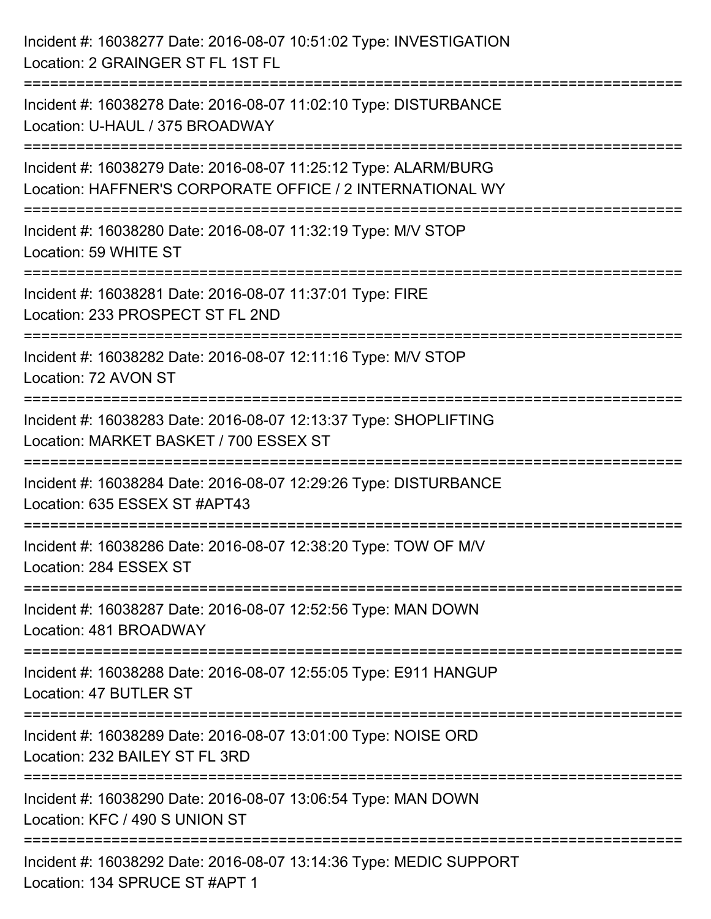Incident #: 16038277 Date: 2016-08-07 10:51:02 Type: INVESTIGATION
Location: 2 GRAINGER ST FL 1ST FL

===========================================================================

Incident #: 16038278 Date: 2016-08-07 11:02:10 Type: DISTURBANCE
Location: U-HAUL / 375 BROADWAY

===========================================================================

Incident #: 16038279 Date: 2016-08-07 11:25:12 Type: ALARM/BURG
Location: HAFFNER'S CORPORATE OFFICE / 2 INTERNATIONAL WY

===========================================================================

Incident #: 16038280 Date: 2016-08-07 11:32:19 Type: M/V STOP
Location: 59 WHITE ST

===========================================================================

Incident #: 16038281 Date: 2016-08-07 11:37:01 Type: FIRE
Location: 233 PROSPECT ST FL 2ND

===========================================================================

Incident #: 16038282 Date: 2016-08-07 12:11:16 Type: M/V STOP
Location: 72 AVON ST

===========================================================================

Incident #: 16038283 Date: 2016-08-07 12:13:37 Type: SHOPLIFTING
Location: MARKET BASKET / 700 ESSEX ST

===========================================================================

Incident #: 16038284 Date: 2016-08-07 12:29:26 Type: DISTURBANCE
Location: 635 ESSEX ST #APT43

===========================================================================

Incident #: 16038286 Date: 2016-08-07 12:38:20 Type: TOW OF M/V
Location: 284 ESSEX ST

===========================================================================

Incident #: 16038287 Date: 2016-08-07 12:52:56 Type: MAN DOWN
Location: 481 BROADWAY

===========================================================================

Incident #: 16038288 Date: 2016-08-07 12:55:05 Type: E911 HANGUP
Location: 47 BUTLER ST

===========================================================================

Incident #: 16038289 Date: 2016-08-07 13:01:00 Type: NOISE ORD
Location: 232 BAILEY ST FL 3RD

===========================================================================

Incident #: 16038290 Date: 2016-08-07 13:06:54 Type: MAN DOWN
Location: KFC / 490 S UNION ST

===========================================================================

Incident #: 16038292 Date: 2016-08-07 13:14:36 Type: MEDIC SUPPORT
Location: 134 SPRUCE ST #APT 1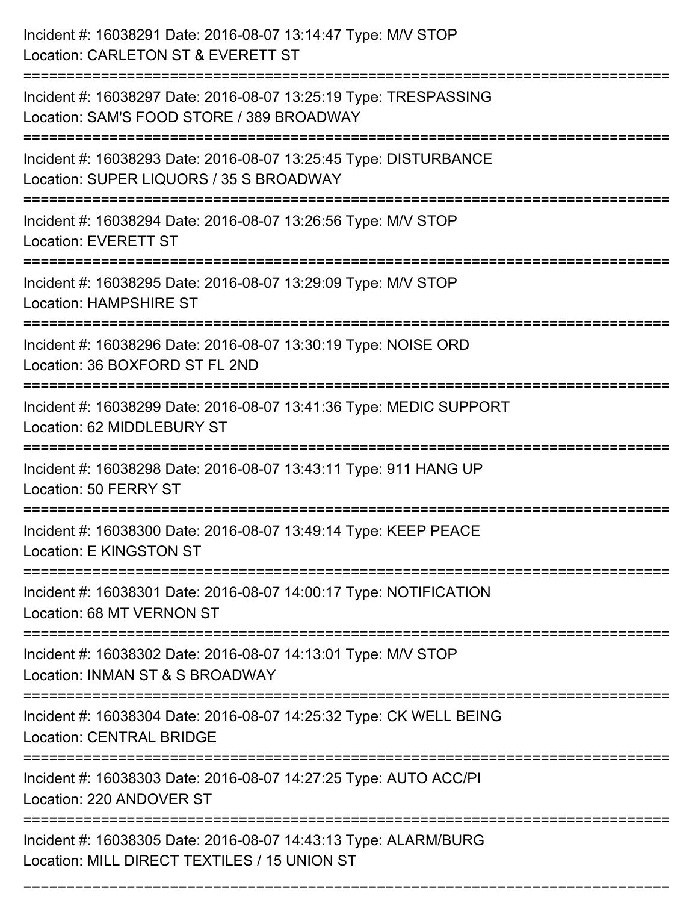Incident #: 16038291 Date: 2016-08-07 13:14:47 Type: M/V STOP
Location: CARLETON ST & EVERETT ST

===========================================================================

Incident #: 16038297 Date: 2016-08-07 13:25:19 Type: TRESPASSING
Location: SAM'S FOOD STORE / 389 BROADWAY

===========================================================================

Incident #: 16038293 Date: 2016-08-07 13:25:45 Type: DISTURBANCE
Location: SUPER LIQUORS / 35 S BROADWAY

===========================================================================

Incident #: 16038294 Date: 2016-08-07 13:26:56 Type: M/V STOP
Location: EVERETT ST

===========================================================================

Incident #: 16038295 Date: 2016-08-07 13:29:09 Type: M/V STOP
Location: HAMPSHIRE ST

===========================================================================

Incident #: 16038296 Date: 2016-08-07 13:30:19 Type: NOISE ORD
Location: 36 BOXFORD ST FL 2ND

===========================================================================

Incident #: 16038299 Date: 2016-08-07 13:41:36 Type: MEDIC SUPPORT
Location: 62 MIDDLEBURY ST

===========================================================================

Incident #: 16038298 Date: 2016-08-07 13:43:11 Type: 911 HANG UP
Location: 50 FERRY ST

===========================================================================

Incident #: 16038300 Date: 2016-08-07 13:49:14 Type: KEEP PEACE
Location: E KINGSTON ST

===========================================================================

Incident #: 16038301 Date: 2016-08-07 14:00:17 Type: NOTIFICATION
Location: 68 MT VERNON ST

===========================================================================

Incident #: 16038302 Date: 2016-08-07 14:13:01 Type: M/V STOP
Location: INMAN ST & S BROADWAY

===========================================================================

Incident #: 16038304 Date: 2016-08-07 14:25:32 Type: CK WELL BEING
Location: CENTRAL BRIDGE

===========================================================================

Incident #: 16038303 Date: 2016-08-07 14:27:25 Type: AUTO ACC/PI
Location: 220 ANDOVER ST

===========================================================================

Incident #: 16038305 Date: 2016-08-07 14:43:13 Type: ALARM/BURG
Location: MILL DIRECT TEXTILES / 15 UNION ST

===========================================================================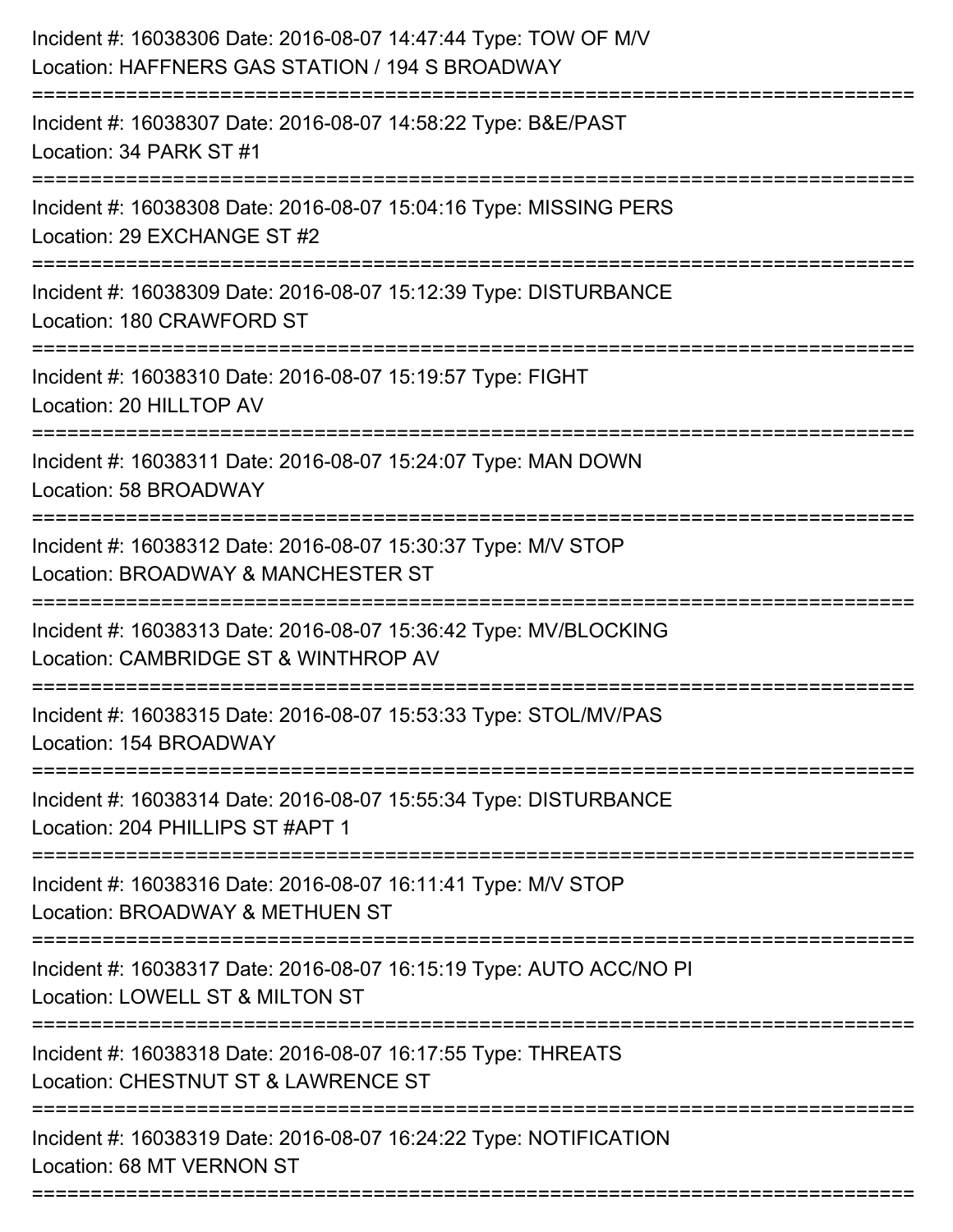Incident #: 16038306 Date: 2016-08-07 14:47:44 Type: TOW OF M/V
Location: HAFFNERS GAS STATION / 194 S BROADWAY

===========================================================================

Incident #: 16038307 Date: 2016-08-07 14:58:22 Type: B&E/PAST
Location: 34 PARK ST #1

===========================================================================

Incident #: 16038308 Date: 2016-08-07 15:04:16 Type: MISSING PERS
Location: 29 EXCHANGE ST #2

===========================================================================

Incident #: 16038309 Date: 2016-08-07 15:12:39 Type: DISTURBANCE
Location: 180 CRAWFORD ST

===========================================================================

Incident #: 16038310 Date: 2016-08-07 15:19:57 Type: FIGHT
Location: 20 HILLTOP AV

===========================================================================

Incident #: 16038311 Date: 2016-08-07 15:24:07 Type: MAN DOWN
Location: 58 BROADWAY

===========================================================================

Incident #: 16038312 Date: 2016-08-07 15:30:37 Type: M/V STOP
Location: BROADWAY & MANCHESTER ST

===========================================================================

Incident #: 16038313 Date: 2016-08-07 15:36:42 Type: MV/BLOCKING
Location: CAMBRIDGE ST & WINTHROP AV

===========================================================================

Incident #: 16038315 Date: 2016-08-07 15:53:33 Type: STOL/MV/PAS
Location: 154 BROADWAY

===========================================================================

Incident #: 16038314 Date: 2016-08-07 15:55:34 Type: DISTURBANCE
Location: 204 PHILLIPS ST #APT 1

===========================================================================

Incident #: 16038316 Date: 2016-08-07 16:11:41 Type: M/V STOP
Location: BROADWAY & METHUEN ST

===========================================================================

Incident #: 16038317 Date: 2016-08-07 16:15:19 Type: AUTO ACC/NO PI
Location: LOWELL ST & MILTON ST

===========================================================================

Incident #: 16038318 Date: 2016-08-07 16:17:55 Type: THREATS
Location: CHESTNUT ST & LAWRENCE ST

===========================================================================

Incident #: 16038319 Date: 2016-08-07 16:24:22 Type: NOTIFICATION
Location: 68 MT VERNON ST

===========================================================================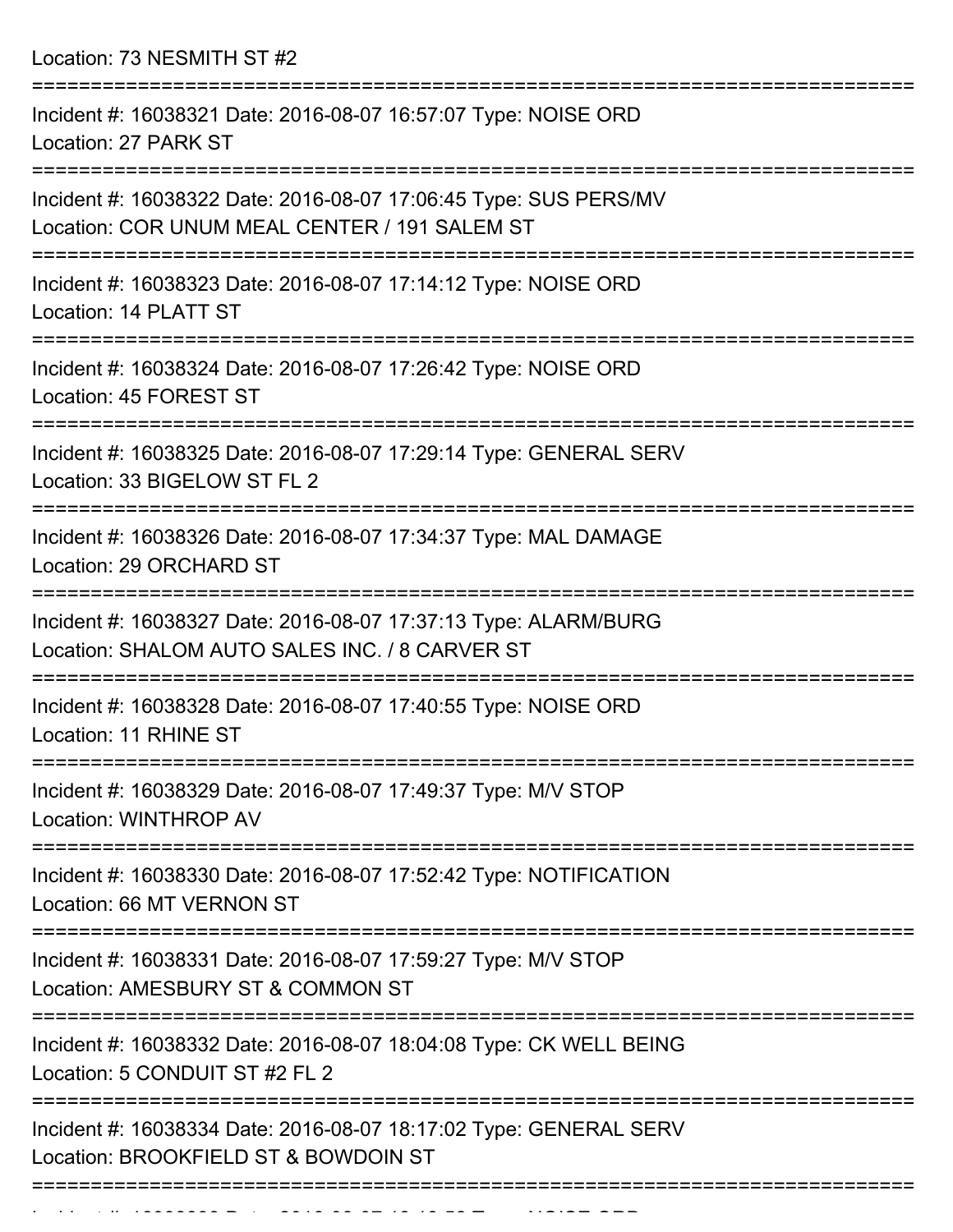Location: 73 NESMITH ST #2

===========================================================================

Incident #: 16038321 Date: 2016-08-07 16:57:07 Type: NOISE ORD
Location: 27 PARK ST

===========================================================================

Incident #: 16038322 Date: 2016-08-07 17:06:45 Type: SUS PERS/MV
Location: COR UNUM MEAL CENTER / 191 SALEM ST

===========================================================================

Incident #: 16038323 Date: 2016-08-07 17:14:12 Type: NOISE ORD
Location: 14 PLATT ST

===========================================================================

Incident #: 16038324 Date: 2016-08-07 17:26:42 Type: NOISE ORD
Location: 45 FOREST ST

===========================================================================

Incident #: 16038325 Date: 2016-08-07 17:29:14 Type: GENERAL SERV
Location: 33 BIGELOW ST FL 2

===========================================================================

Incident #: 16038326 Date: 2016-08-07 17:34:37 Type: MAL DAMAGE
Location: 29 ORCHARD ST

===========================================================================

Incident #: 16038327 Date: 2016-08-07 17:37:13 Type: ALARM/BURG
Location: SHALOM AUTO SALES INC. / 8 CARVER ST

===========================================================================

Incident #: 16038328 Date: 2016-08-07 17:40:55 Type: NOISE ORD
Location: 11 RHINE ST

===========================================================================

Incident #: 16038329 Date: 2016-08-07 17:49:37 Type: M/V STOP
Location: WINTHROP AV

===========================================================================

Incident #: 16038330 Date: 2016-08-07 17:52:42 Type: NOTIFICATION
Location: 66 MT VERNON ST

===========================================================================

Incident #: 16038331 Date: 2016-08-07 17:59:27 Type: M/V STOP
Location: AMESBURY ST & COMMON ST

===========================================================================

Incident #: 16038332 Date: 2016-08-07 18:04:08 Type: CK WELL BEING
Location: 5 CONDUIT ST #2 FL 2

===========================================================================

Incident #: 16038334 Date: 2016-08-07 18:17:02 Type: GENERAL SERV
Location: BROOKFIELD ST & BOWDOIN ST

===========================================================================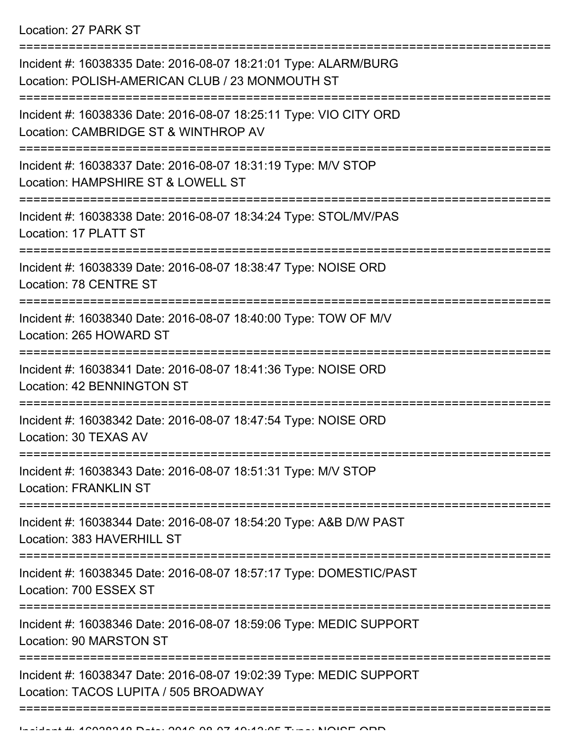Location: 27 PARK ST

===========================================================================

Incident #: 16038335 Date: 2016-08-07 18:21:01 Type: ALARM/BURG
Location: POLISH-AMERICAN CLUB / 23 MONMOUTH ST

===========================================================================

Incident #: 16038336 Date: 2016-08-07 18:25:11 Type: VIO CITY ORD
Location: CAMBRIDGE ST & WINTHROP AV

===========================================================================

Incident #: 16038337 Date: 2016-08-07 18:31:19 Type: M/V STOP
Location: HAMPSHIRE ST & LOWELL ST

===========================================================================

Incident #: 16038338 Date: 2016-08-07 18:34:24 Type: STOL/MV/PAS
Location: 17 PLATT ST

===========================================================================

Incident #: 16038339 Date: 2016-08-07 18:38:47 Type: NOISE ORD
Location: 78 CENTRE ST

===========================================================================

Incident #: 16038340 Date: 2016-08-07 18:40:00 Type: TOW OF M/V
Location: 265 HOWARD ST

===========================================================================

Incident #: 16038341 Date: 2016-08-07 18:41:36 Type: NOISE ORD
Location: 42 BENNINGTON ST

===========================================================================

Incident #: 16038342 Date: 2016-08-07 18:47:54 Type: NOISE ORD
Location: 30 TEXAS AV

===========================================================================

Incident #: 16038343 Date: 2016-08-07 18:51:31 Type: M/V STOP
Location: FRANKLIN ST

===========================================================================

Incident #: 16038344 Date: 2016-08-07 18:54:20 Type: A&B D/W PAST
Location: 383 HAVERHILL ST

===========================================================================

Incident #: 16038345 Date: 2016-08-07 18:57:17 Type: DOMESTIC/PAST
Location: 700 ESSEX ST

===========================================================================

Incident #: 16038346 Date: 2016-08-07 18:59:06 Type: MEDIC SUPPORT
Location: 90 MARSTON ST

===========================================================================

Incident #: 16038347 Date: 2016-08-07 19:02:39 Type: MEDIC SUPPORT
Location: TACOS LUPITA / 505 BROADWAY

===========================================================================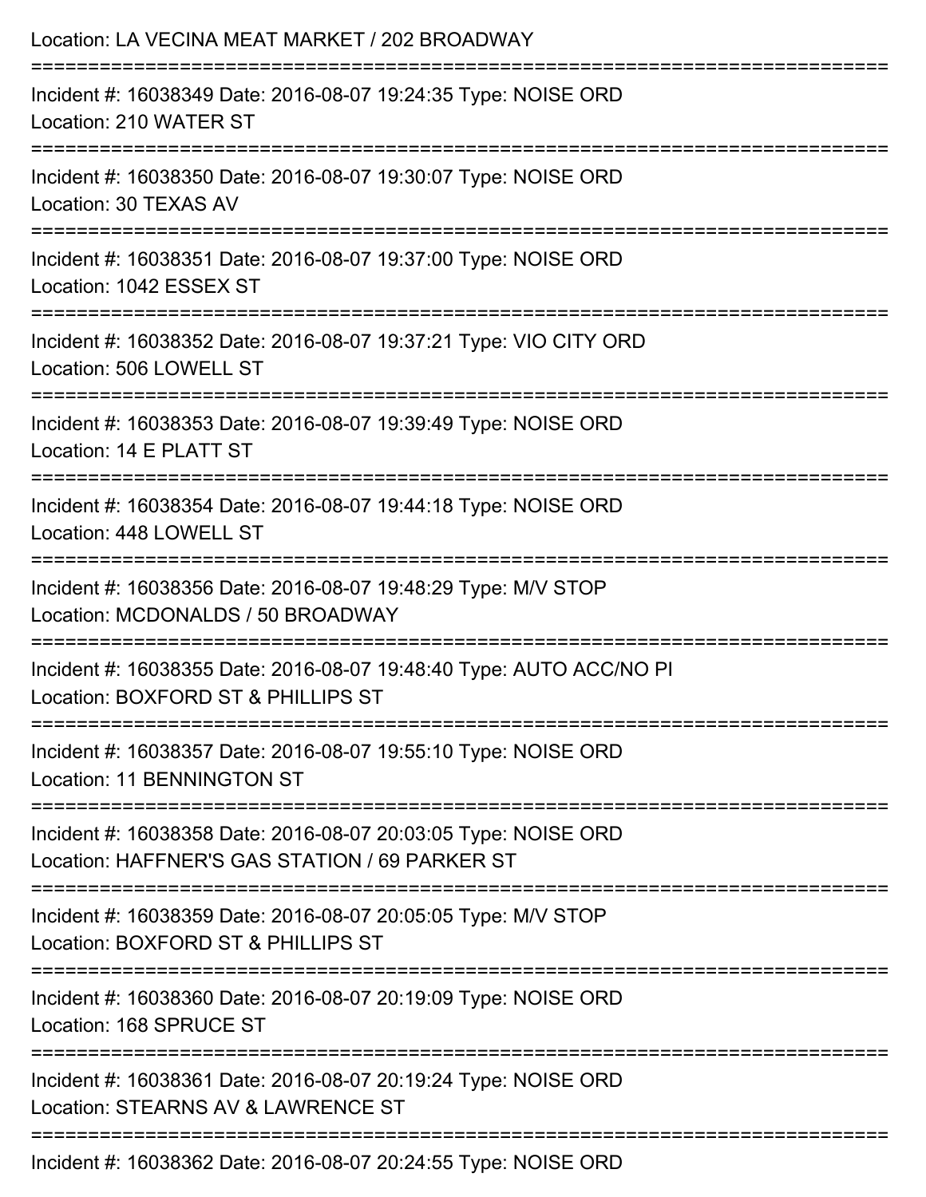Location: LA VECINA MEAT MARKET / 202 BROADWAY

===========================================================================

Incident #: 16038349 Date: 2016-08-07 19:24:35 Type: NOISE ORD
Location: 210 WATER ST

===========================================================================

Incident #: 16038350 Date: 2016-08-07 19:30:07 Type: NOISE ORD
Location: 30 TEXAS AV

===========================================================================

Incident #: 16038351 Date: 2016-08-07 19:37:00 Type: NOISE ORD
Location: 1042 ESSEX ST

===========================================================================

Incident #: 16038352 Date: 2016-08-07 19:37:21 Type: VIO CITY ORD
Location: 506 LOWELL ST

===========================================================================

Incident #: 16038353 Date: 2016-08-07 19:39:49 Type: NOISE ORD
Location: 14 E PLATT ST

===========================================================================

Incident #: 16038354 Date: 2016-08-07 19:44:18 Type: NOISE ORD
Location: 448 LOWELL ST

===========================================================================

Incident #: 16038356 Date: 2016-08-07 19:48:29 Type: M/V STOP
Location: MCDONALDS / 50 BROADWAY

===========================================================================

Incident #: 16038355 Date: 2016-08-07 19:48:40 Type: AUTO ACC/NO PI
Location: BOXFORD ST & PHILLIPS ST

===========================================================================

Incident #: 16038357 Date: 2016-08-07 19:55:10 Type: NOISE ORD
Location: 11 BENNINGTON ST

===========================================================================

Incident #: 16038358 Date: 2016-08-07 20:03:05 Type: NOISE ORD
Location: HAFFNER'S GAS STATION / 69 PARKER ST

===========================================================================

Incident #: 16038359 Date: 2016-08-07 20:05:05 Type: M/V STOP
Location: BOXFORD ST & PHILLIPS ST

===========================================================================

Incident #: 16038360 Date: 2016-08-07 20:19:09 Type: NOISE ORD
Location: 168 SPRUCE ST

===========================================================================

Incident #: 16038361 Date: 2016-08-07 20:19:24 Type: NOISE ORD
Location: STEARNS AV & LAWRENCE ST

===========================================================================

Incident #: 16038362 Date: 2016-08-07 20:24:55 Type: NOISE ORD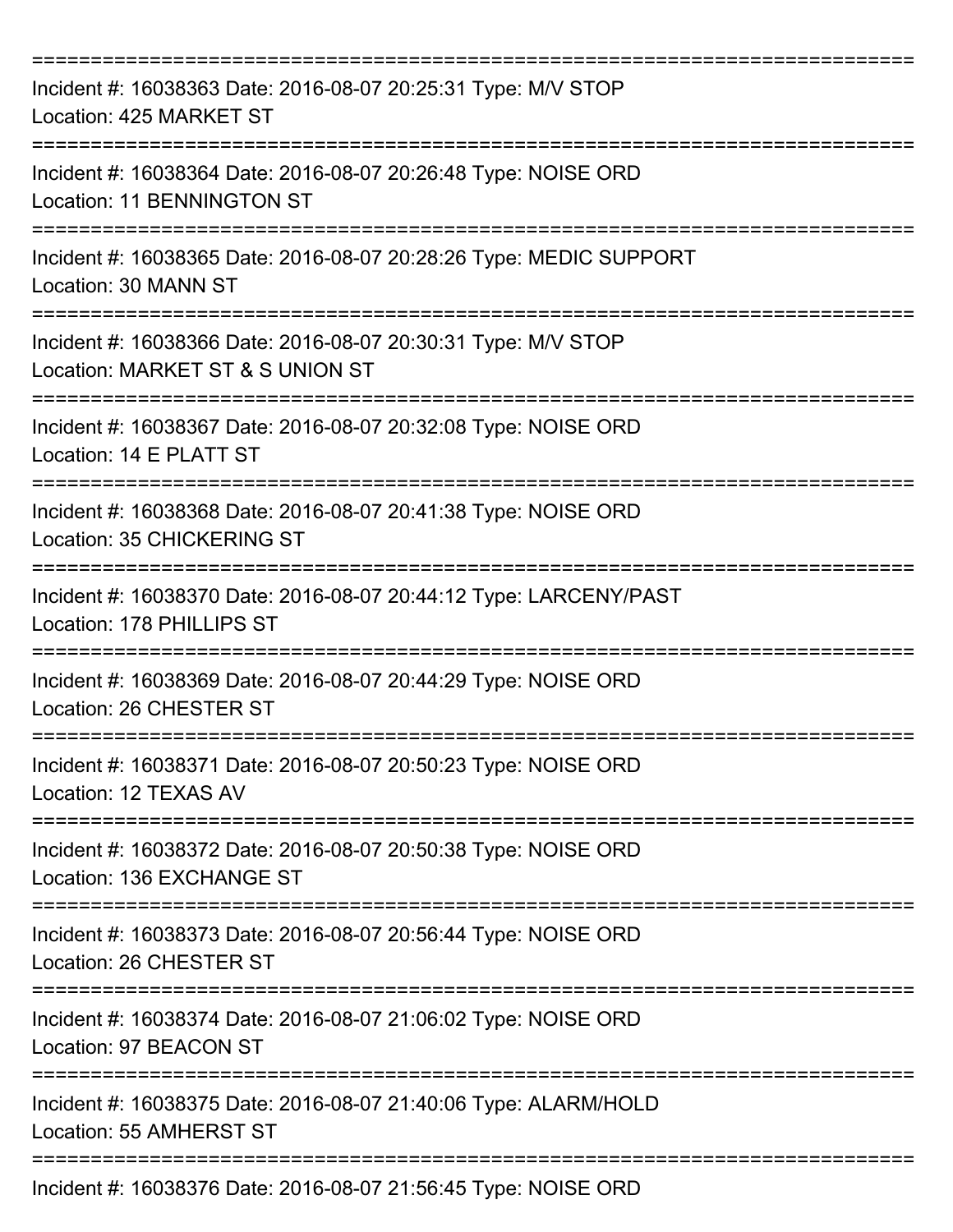===========================================================================

Incident #: 16038363 Date: 2016-08-07 20:25:31 Type: M/V STOP

Location: 425 MARKET ST

===========================================================================

Incident #: 16038364 Date: 2016-08-07 20:26:48 Type: NOISE ORD

Location: 11 BENNINGTON ST

===========================================================================

Incident #: 16038365 Date: 2016-08-07 20:28:26 Type: MEDIC SUPPORT

Location: 30 MANN ST

===========================================================================

Incident #: 16038366 Date: 2016-08-07 20:30:31 Type: M/V STOP

Location: MARKET ST & S UNION ST

===========================================================================

Incident #: 16038367 Date: 2016-08-07 20:32:08 Type: NOISE ORD

Location: 14 E PLATT ST

===========================================================================

Incident #: 16038368 Date: 2016-08-07 20:41:38 Type: NOISE ORD

Location: 35 CHICKERING ST

===========================================================================

Incident #: 16038370 Date: 2016-08-07 20:44:12 Type: LARCENY/PAST

Location: 178 PHILLIPS ST

===========================================================================

Incident #: 16038369 Date: 2016-08-07 20:44:29 Type: NOISE ORD

Location: 26 CHESTER ST

===========================================================================

Incident #: 16038371 Date: 2016-08-07 20:50:23 Type: NOISE ORD

Location: 12 TEXAS AV

===========================================================================

Incident #: 16038372 Date: 2016-08-07 20:50:38 Type: NOISE ORD

Location: 136 EXCHANGE ST

===========================================================================

Incident #: 16038373 Date: 2016-08-07 20:56:44 Type: NOISE ORD

Location: 26 CHESTER ST

===========================================================================

Incident #: 16038374 Date: 2016-08-07 21:06:02 Type: NOISE ORD

Location: 97 BEACON ST

===========================================================================

Incident #: 16038375 Date: 2016-08-07 21:40:06 Type: ALARM/HOLD

Location: 55 AMHERST ST

===========================================================================

Incident #: 16038376 Date: 2016-08-07 21:56:45 Type: NOISE ORD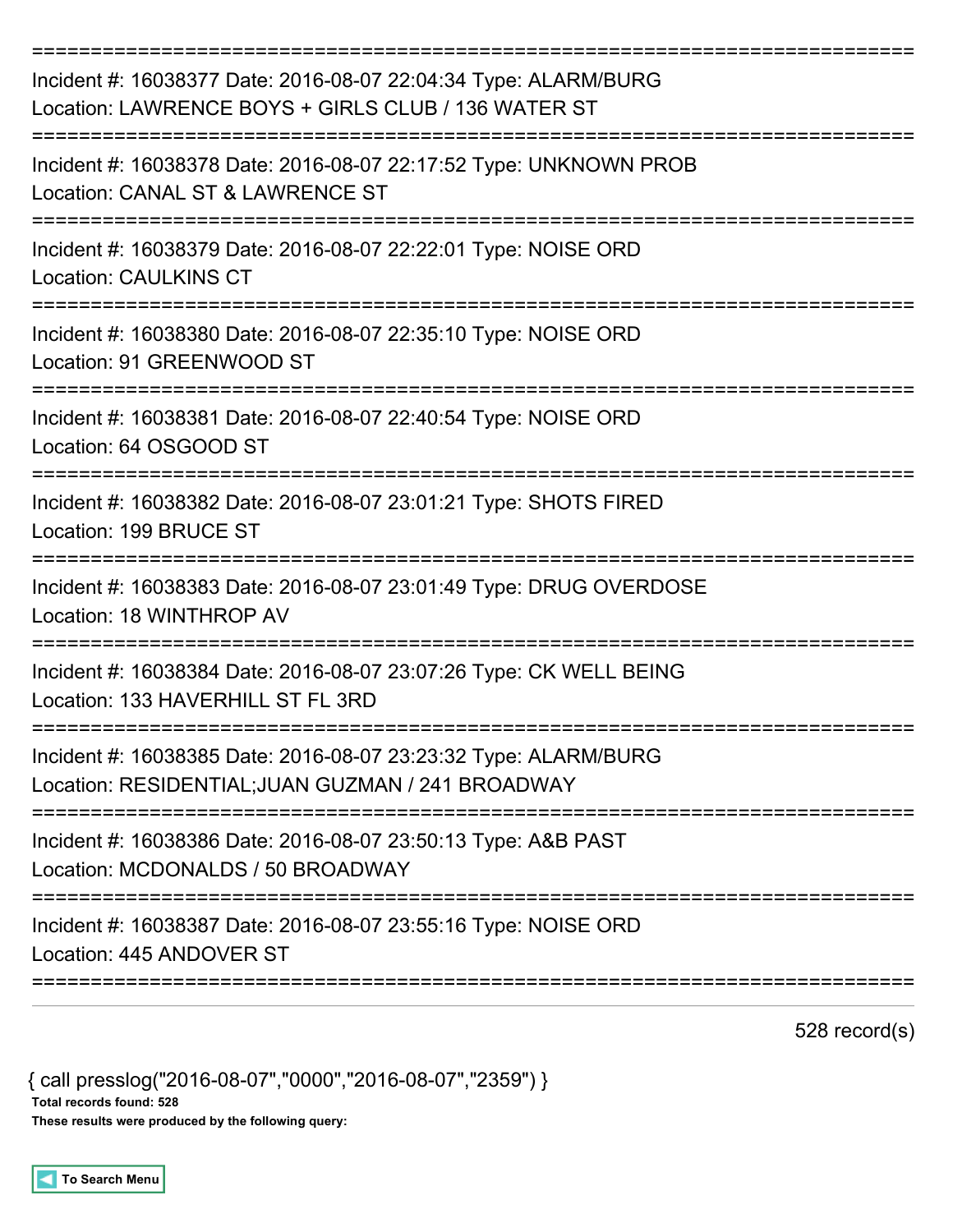===========================================================================

Incident #: 16038377 Date: 2016-08-07 22:04:34 Type: ALARM/BURG
Location: LAWRENCE BOYS + GIRLS CLUB / 136 WATER ST

===========================================================================

Incident #: 16038378 Date: 2016-08-07 22:17:52 Type: UNKNOWN PROB
Location: CANAL ST & LAWRENCE ST

===========================================================================

Incident #: 16038379 Date: 2016-08-07 22:22:01 Type: NOISE ORD
Location: CAULKINS CT

===========================================================================

Incident #: 16038380 Date: 2016-08-07 22:35:10 Type: NOISE ORD
Location: 91 GREENWOOD ST

===========================================================================

Incident #: 16038381 Date: 2016-08-07 22:40:54 Type: NOISE ORD
Location: 64 OSGOOD ST

===========================================================================

Incident #: 16038382 Date: 2016-08-07 23:01:21 Type: SHOTS FIRED
Location: 199 BRUCE ST

===========================================================================

Incident #: 16038383 Date: 2016-08-07 23:01:49 Type: DRUG OVERDOSE
Location: 18 WINTHROP AV

===========================================================================

Incident #: 16038384 Date: 2016-08-07 23:07:26 Type: CK WELL BEING
Location: 133 HAVERHILL ST FL 3RD

===========================================================================

Incident #: 16038385 Date: 2016-08-07 23:23:32 Type: ALARM/BURG
Location: RESIDENTIAL;JUAN GUZMAN / 241 BROADWAY

===========================================================================

Incident #: 16038386 Date: 2016-08-07 23:50:13 Type: A&B PAST
Location: MCDONALDS / 50 BROADWAY

===========================================================================

Incident #: 16038387 Date: 2016-08-07 23:55:16 Type: NOISE ORD
Location: 445 ANDOVER ST

===========================================================================

528 record(s)

{ call presslog("2016-08-07","0000","2016-08-07","2359") }

**Total records found: 528**

**These results were produced by the following query:**

To Search Menu